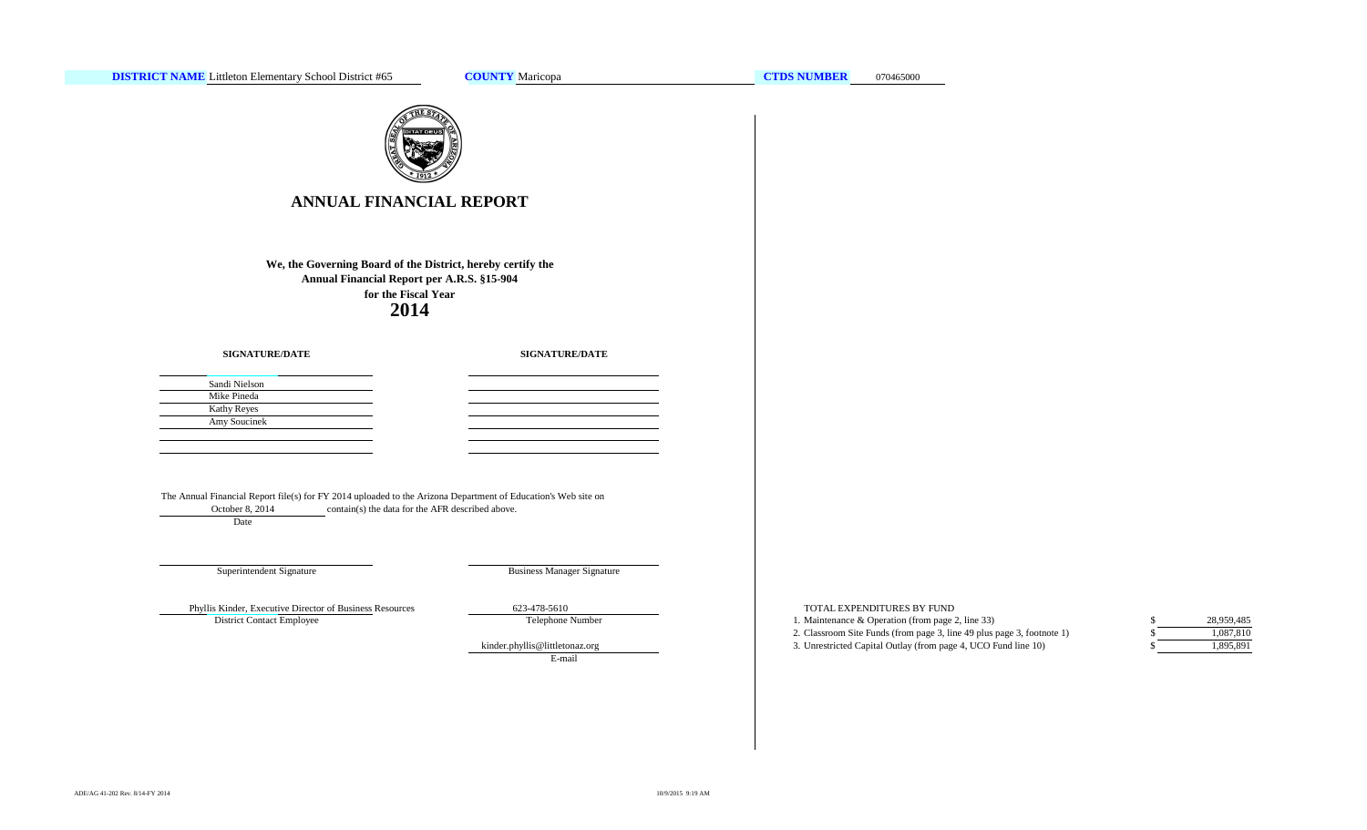**DISTRICT NAME** Littleton Elementary School District #65 **COUNTY** Maricopa **CTDS NUMBER** 070465000

# ANNUAL FINANCIAL REPORT

**We, the Governing Board of the District, hereby certify the Annual Financial Report per A.R.S. §15-904 for the Fiscal Year**

**2014**

| SIGNATURE/DATE | SIGNATURE/DATE |
| --- | --- |
| | |
| Sandi Nielson | |
| Mike Pineda | |
| Kathy Reyes | |
| Amy Soucinek | |
| | |
| | |

The Annual Financial Report file(s) for FY 2014 uploaded to the Arizona Department of Education's Web site on October 8, 2014 contain(s) the data for the AFR described above.

Date

Superintendent Signature

Business Manager Signature

Phyllis Kinder, Executive Director of Business Resources
District Contact Employee

623-478-5610
Telephone Number

kinder.phyllis@littletonaz.org
E-mail

TOTAL EXPENDITURES BY FUND

| | | |
| --- | --- | --- |
| 1. Maintenance & Operation (from page 2, line 33) | $ | 28,959,485 |
| 2. Classroom Site Funds (from page 3, line 49 plus page 3, footnote 1) | $ | 1,087,810 |
| 3. Unrestricted Capital Outlay (from page 4, UCO Fund line 10) | $ | 1,895,891 |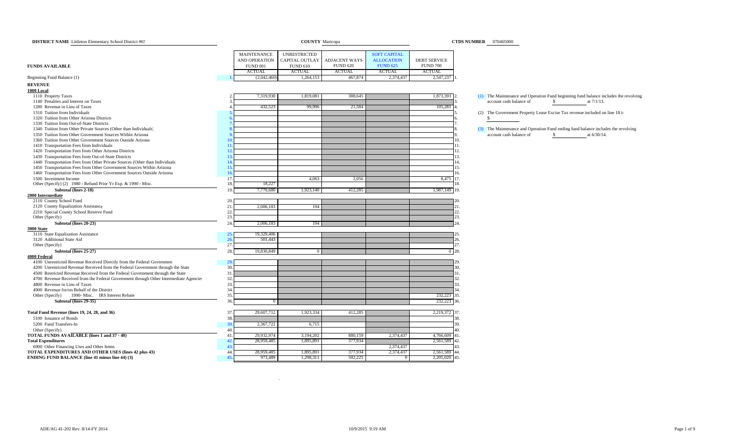**DISTRICT NAME** Littleton Elementary School District #65 **COUNTY** Maricopa **CTDS NUMBER** 070465000

| FUNDS AVAILABLE | | MAINTENANCE AND OPERATION FUND 001 ACTUAL | UNRESTRICTED CAPITAL OUTLAY FUND 610 ACTUAL | ADJACENT WAYS FUND 620 ACTUAL | SOFT CAPITAL ALLOCATION FUND 625 ACTUAL | DEBT SERVICE FUND 700 ACTUAL | |
|---|---|---|---|---|---|---|---|
| Beginning Fund Balance (1) | 1. | (2,042,460) | 1,264,153 | 467,874 | 2,374,437 | 2,547,237 | 1. |
| **REVENUE** | | | | | | | |
| **1000 Local** | | | | | | | |
| 1110 Property Taxes | 2. | 7,319,930 | 1,819,081 | 388,645 | | 1,873,393 | 2. |
| 1140 Penalties and Interest on Taxes | 3. | | | | | | 3. |
| 1280 Revenue in Lieu of Taxes | 4. | 432,523 | 99,996 | 21,584 | | 105,281 | 4. |
| 1310 Tuition from Individuals | 5. | | | | | | 5. |
| 1320 Tuition from Other Arizona Districts | 6. | | | | | | 6. |
| 1330 Tuition from Out-of-State Districts | 7. | | | | | | 7. |
| 1340 Tuition from Other Private Sources (Other than Individuals) | 8. | | | | | | 8. |
| 1350 Tuition from Other Government Sources Within Arizona | 9. | | | | | | 9. |
| 1360 Tuition from Other Government Sources Outside Arizona | 10. | | | | | | 10. |
| 1410 Transportation Fees from Individuals | 11. | | | | | | 11. |
| 1420 Transportation Fees from Other Arizona Districts | 12. | | | | | | 12. |
| 1430 Transportation Fees from Out-of-State Districts | 13. | | | | | | 13. |
| 1440 Transportation Fees from Other Private Sources (Other than Individuals) | 14. | | | | | | 14. |
| 1450 Transportation Fees from Other Government Sources Within Arizona | 15. | | | | | | 15. |
| 1460 Transportation Fees from Other Government Sources Outside Arizona | 16. | | | | | | 16. |
| 1500 Investment Income | 17. | | 4,063 | 2,056 | | 8,475 | 17. |
| Other (Specify) (2) 1980 - Refund Prior Yr Exp. & 1990 - Misc. | 18. | 18,227 | | | | | 18. |
| **Subtotal (lines 2-18)** | 19. | 7,770,680 | 1,923,140 | 412,285 | | 1,987,149 | 19. |
| **2000 Intermediate** | | | | | | | |
| 2110 County School Fund | 20. | | | | | | 20. |
| 2120 County Equalization Assistance | 21. | 2,006,183 | 194 | | | | 21. |
| 2210 Special County School Reserve Fund | 22. | | | | | | 22. |
| Other (Specify) | 23. | | | | | | 23. |
| **Subtotal (lines 20-23)** | 24. | 2,006,183 | 194 | | | | 24. |
| **3000 State** | | | | | | | |
| 3110 State Equalization Assistance | 25. | 19,329,406 | | | | | 25. |
| 3120 Additional State Aid | 26. | 501,443 | | | | | 26. |
| Other (Specify) | 27. | | | | | | 27. |
| **Subtotal (lines 25-27)** | 28. | 19,830,849 | 0 | | | 0 | 28. |
| **4000 Federal** | | | | | | | |
| 4100 Unrestricted Revenue Received Directly from the Federal Government | 29. | | | | | | 29. |
| 4200 Unrestricted Revenue Received from the Federal Government through the State | 30. | | | | | | 30. |
| 4500 Restricted Revenue Received from the Federal Government through the State | 31. | | | | | | 31. |
| 4700 Revenue Received from the Federal Government through Other Intermediate Agencies | 32. | | | | | | 32. |
| 4800 Revenue in Lieu of Taxes | 33. | | | | | | 33. |
| 4900 Revenue for/on Behalf of the District | 34. | | | | | | 34. |
| Other (Specify) 1990- Misc. IRS Interest Rebate | 35. | | | | | 232,223 | 35. |
| **Subtotal (lines 29-35)** | 36. | 0 | | | | 232,223 | 36. |
| **Total Fund Revenue (lines 19, 24, 28, and 36)** | 37. | 29,607,712 | 1,923,334 | 412,285 | | 2,219,372 | 37. |
| 5100 Issuance of Bonds | 38. | | | | | | 38. |
| 5200 Fund Transfers-In | 39. | 2,367,722 | 6,715 | | | | 39. |
| Other (Specify) | 40. | | | | | | 40. |
| **TOTAL FUNDS AVAILABLE (lines 1 and 37 - 40)** | 41. | 29,932,974 | 3,194,202 | 880,159 | 2,374,437 | 4,766,609 | 41. |
| **Total Expenditures** | 42. | 28,959,485 | 1,895,891 | 377,934 | | 2,561,589 | 42. |
| 6900 Other Financing Uses and Other Items | 43. | | | | 2,374,437 | | 43. |
| **TOTAL EXPENDITURES AND OTHER USES (lines 42 plus 43)** | 44. | 28,959,485 | 1,895,891 | 377,934 | 2,374,437 | 2,561,589 | 44. |
| **ENDING FUND BALANCE (line 41 minus line 44) (3)** | 45. | 973,489 | 1,298,311 | 502,225 | 0 | 2,205,020 | 45. |

(1) The Maintenance and Operation Fund beginning fund balance includes the revolving account cash balance of $ at 7/1/13.

(2) The Government Property Lease Excise Tax revenue included on line 18 is $

(3) The Maintenance and Operation Fund ending fund balance includes the revolving account cash balance of $ at 6/30/14.

ADE/AG 41-202 Rev. 8/14-FY 2014 10/9/2015 9:19 AM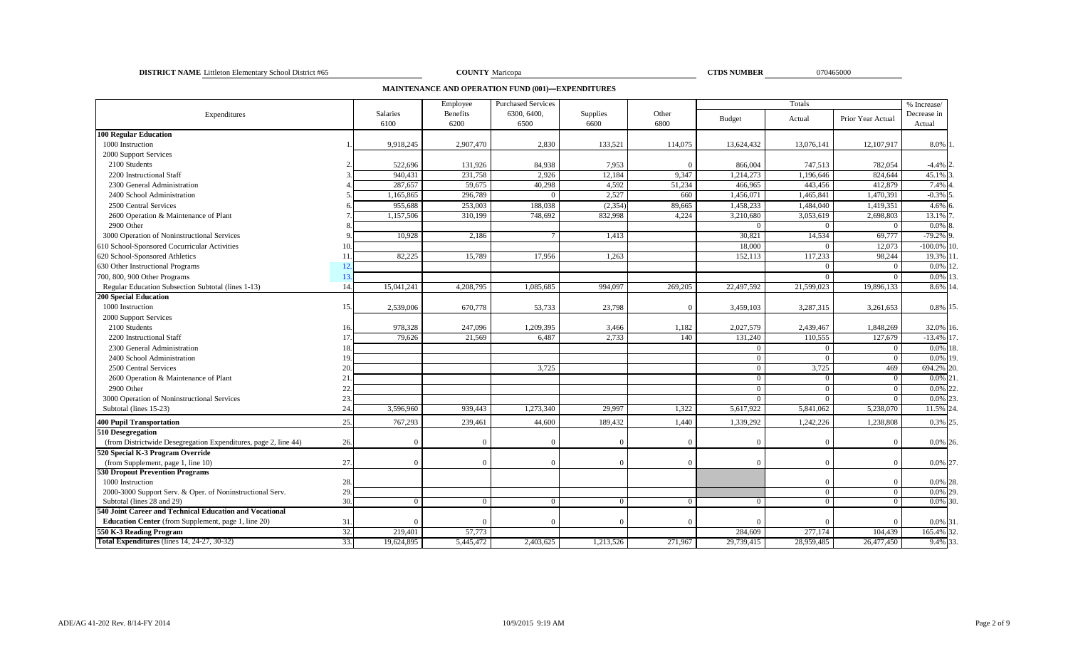**DISTRICT NAME** Littleton Elementary School District #65 **COUNTY** Maricopa **CTDS NUMBER** 070465000

## MAINTENANCE AND OPERATION FUND (001)—EXPENDITURES

| Expenditures | | Salaries 6100 | Employee Benefits 6200 | Purchased Services 6300, 6400, 6500 | Supplies 6600 | Other 6800 | Totals Budget | Totals Actual | Totals Prior Year Actual | % Increase/ Decrease in Actual | |
|---|---|---|---|---|---|---|---|---|---|---|---|
| **100 Regular Education** | | | | | | | | | | | |
| 1000 Instruction | 1. | 9,918,245 | 2,907,470 | 2,830 | 133,521 | 114,075 | 13,624,432 | 13,076,141 | 12,107,917 | 8.0% | 1. |
| 2000 Support Services | | | | | | | | | | | |
| 2100 Students | 2. | 522,696 | 131,926 | 84,938 | 7,953 | 0 | 866,004 | 747,513 | 782,054 | -4.4% | 2. |
| 2200 Instructional Staff | 3. | 940,431 | 231,758 | 2,926 | 12,184 | 9,347 | 1,214,273 | 1,196,646 | 824,644 | 45.1% | 3. |
| 2300 General Administration | 4. | 287,657 | 59,675 | 40,298 | 4,592 | 51,234 | 466,965 | 443,456 | 412,879 | 7.4% | 4. |
| 2400 School Administration | 5. | 1,165,865 | 296,789 | 0 | 2,527 | 660 | 1,456,071 | 1,465,841 | 1,470,391 | -0.3% | 5. |
| 2500 Central Services | 6. | 955,688 | 253,003 | 188,038 | (2,354) | 89,665 | 1,458,233 | 1,484,040 | 1,419,351 | 4.6% | 6. |
| 2600 Operation & Maintenance of Plant | 7. | 1,157,506 | 310,199 | 748,692 | 832,998 | 4,224 | 3,210,680 | 3,053,619 | 2,698,803 | 13.1% | 7. |
| 2900 Other | 8. | | | | | | 0 | 0 | 0 | 0.0% | 8. |
| 3000 Operation of Noninstructional Services | 9. | 10,928 | 2,186 | 7 | 1,413 | | 30,821 | 14,534 | 69,777 | -79.2% | 9. |
| 610 School-Sponsored Cocurricular Activities | 10. | | | | | | 18,000 | 0 | 12,073 | -100.0% | 10. |
| 620 School-Sponsored Athletics | 11. | 82,225 | 15,789 | 17,956 | 1,263 | | 152,113 | 117,233 | 98,244 | 19.3% | 11. |
| 630 Other Instructional Programs | 12. | | | | | | | 0 | 0 | 0.0% | 12. |
| 700, 800, 900 Other Programs | 13. | | | | | | | 0 | 0 | 0.0% | 13. |
| Regular Education Subsection Subtotal (lines 1-13) | 14. | 15,041,241 | 4,208,795 | 1,085,685 | 994,097 | 269,205 | 22,497,592 | 21,599,023 | 19,896,133 | 8.6% | 14. |
| **200 Special Education** | | | | | | | | | | | |
| 1000 Instruction | 15. | 2,539,006 | 670,778 | 53,733 | 23,798 | 0 | 3,459,103 | 3,287,315 | 3,261,653 | 0.8% | 15. |
| 2000 Support Services | | | | | | | | | | | |
| 2100 Students | 16. | 978,328 | 247,096 | 1,209,395 | 3,466 | 1,182 | 2,027,579 | 2,439,467 | 1,848,269 | 32.0% | 16. |
| 2200 Instructional Staff | 17. | 79,626 | 21,569 | 6,487 | 2,733 | 140 | 131,240 | 110,555 | 127,679 | -13.4% | 17. |
| 2300 General Administration | 18. | | | | | | 0 | 0 | 0 | 0.0% | 18. |
| 2400 School Administration | 19. | | | | | | 0 | 0 | 0 | 0.0% | 19. |
| 2500 Central Services | 20. | | | 3,725 | | | 0 | 3,725 | 469 | 694.2% | 20. |
| 2600 Operation & Maintenance of Plant | 21. | | | | | | 0 | 0 | 0 | 0.0% | 21. |
| 2900 Other | 22. | | | | | | 0 | 0 | 0 | 0.0% | 22. |
| 3000 Operation of Noninstructional Services | 23. | | | | | | 0 | 0 | 0 | 0.0% | 23. |
| Subtotal (lines 15-23) | 24. | 3,596,960 | 939,443 | 1,273,340 | 29,997 | 1,322 | 5,617,922 | 5,841,062 | 5,238,070 | 11.5% | 24. |
| **400 Pupil Transportation** | 25. | 767,293 | 239,461 | 44,600 | 189,432 | 1,440 | 1,339,292 | 1,242,226 | 1,238,808 | 0.3% | 25. |
| **510 Desegregation** (from Districtwide Desegregation Expenditures, page 2, line 44) | 26. | 0 | 0 | 0 | 0 | 0 | 0 | 0 | 0 | 0.0% | 26. |
| **520 Special K-3 Program Override** (from Supplement, page 1, line 10) | 27. | 0 | 0 | 0 | 0 | 0 | 0 | 0 | 0 | 0.0% | 27. |
| **530 Dropout Prevention Programs** | | | | | | | | | | | |
| 1000 Instruction | 28. | | | | | | | 0 | 0 | 0.0% | 28. |
| 2000-3000 Support Serv. & Oper. of Noninstructional Serv. | 29. | | | | | | | 0 | 0 | 0.0% | 29. |
| Subtotal (lines 28 and 29) | 30. | 0 | 0 | 0 | 0 | 0 | 0 | 0 | 0 | 0.0% | 30. |
| **540 Joint Career and Technical Education and Vocational Education Center** (from Supplement, page 1, line 20) | 31. | 0 | 0 | 0 | 0 | 0 | 0 | 0 | 0 | 0.0% | 31. |
| **550 K-3 Reading Program** | 32. | 219,401 | 57,773 | | | | 284,609 | 277,174 | 104,439 | 165.4% | 32. |
| **Total Expenditures** (lines 14, 24-27, 30-32) | 33. | 19,624,895 | 5,445,472 | 2,403,625 | 1,213,526 | 271,967 | 29,739,415 | 28,959,485 | 26,477,450 | 9.4% | 33. |

ADE/AG 41-202 Rev. 8/14-FY 2014 10/9/2015 9:19 AM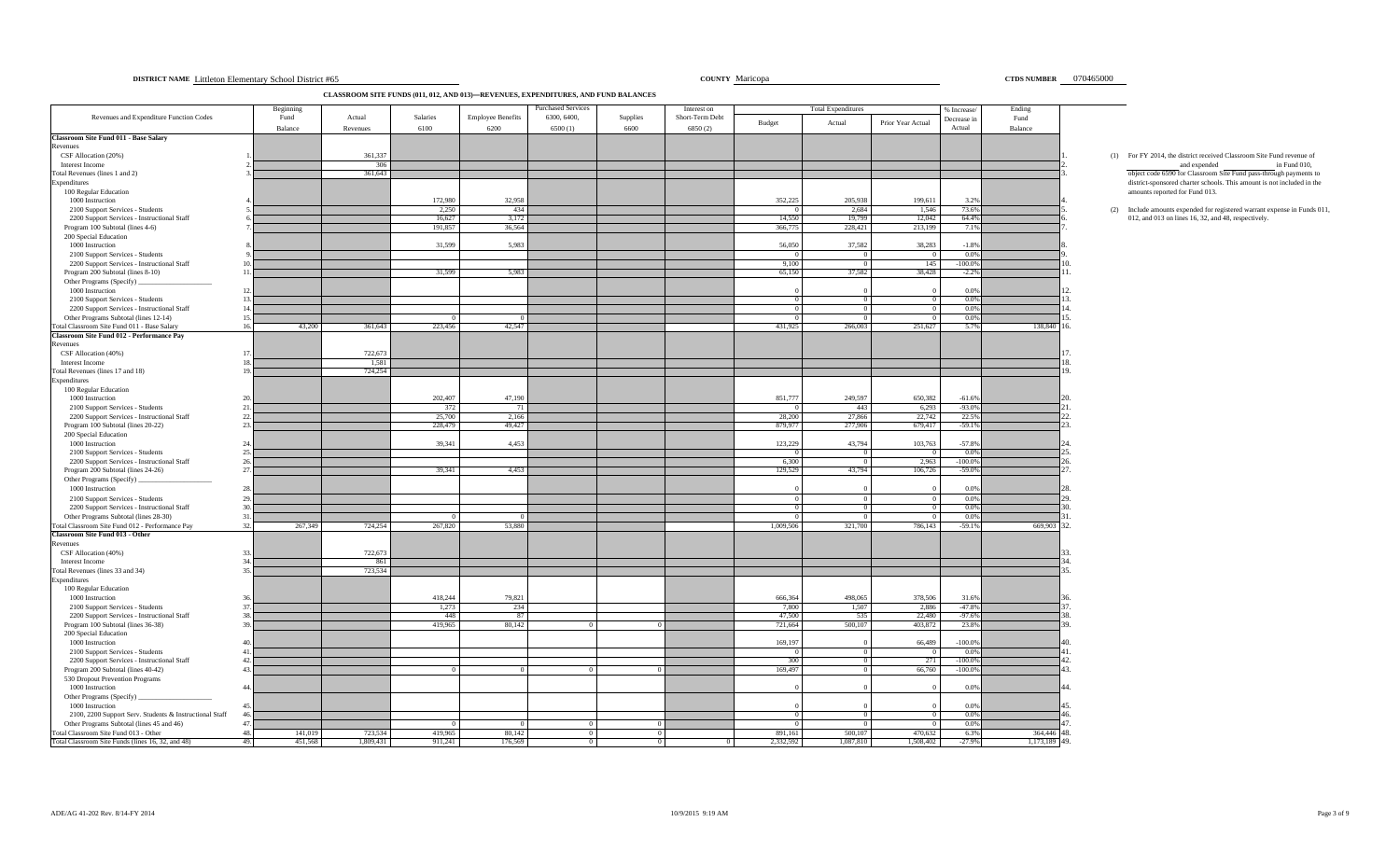**DISTRICT NAME** Littleton Elementary School District #65 **COUNTY** Maricopa **CTDS NUMBER** 070465000

## CLASSROOM SITE FUNDS (011, 012, AND 013)—REVENUES, EXPENDITURES, AND FUND BALANCES

| Revenues and Expenditure Function Codes | | Beginning Fund Balance | Actual Revenues | Salaries 6100 | Employee Benefits 6200 | Purchased Services 6300, 6400, 6500 (1) | Supplies 6600 | Interest on Short-Term Debt 6850 (2) | Total Expenditures Budget | Total Expenditures Actual | Total Expenditures Prior Year Actual | % Increase/ Decrease in Actual | Ending Fund Balance | |
|---|---|---|---|---|---|---|---|---|---|---|---|---|---|---|
| **Classroom Site Fund 011 - Base Salary** | | | | | | | | | | | | | | |
| Revenues | | | | | | | | | | | | | | |
| CSF Allocation (20%) | 1. | | 361,337 | | | | | | | | | | | 1. |
| Interest Income | 2. | | 306 | | | | | | | | | | | 2. |
| Total Revenues (lines 1 and 2) | 3. | | 361,643 | | | | | | | | | | | 3. |
| Expenditures | | | | | | | | | | | | | | |
| 100 Regular Education | | | | | | | | | | | | | | |
| 1000 Instruction | 4. | | | 172,980 | 32,958 | | | | 352,225 | 205,938 | 199,611 | 3.2% | | 4. |
| 2100 Support Services - Students | 5. | | | 2,250 | 434 | | | | 0 | 2,684 | 1,546 | 73.6% | | 5. |
| 2200 Support Services - Instructional Staff | 6. | | | 16,627 | 3,172 | | | | 14,550 | 19,799 | 12,042 | 64.4% | | 6. |
| Program 100 Subtotal (lines 4-6) | 7. | | | 191,857 | 36,564 | | | | 366,775 | 228,421 | 213,199 | 7.1% | | 7. |
| 200 Special Education | | | | | | | | | | | | | | |
| 1000 Instruction | 8. | | | 31,599 | 5,983 | | | | 56,050 | 37,582 | 38,283 | -1.8% | | 8. |
| 2100 Support Services - Students | 9. | | | | | | | | 0 | 0 | 0 | 0.0% | | 9. |
| 2200 Support Services - Instructional Staff | 10. | | | | | | | | 9,100 | 0 | 145 | -100.0% | | 10. |
| Program 200 Subtotal (lines 8-10) | 11. | | | 31,599 | 5,983 | | | | 65,150 | 37,582 | 38,428 | -2.2% | | 11. |
| Other Programs (Specify) ___ | | | | | | | | | | | | | | |
| 1000 Instruction | 12. | | | | | | | | 0 | 0 | 0 | 0.0% | | 12. |
| 2100 Support Services - Students | 13. | | | | | | | | 0 | 0 | 0 | 0.0% | | 13. |
| 2200 Support Services - Instructional Staff | 14. | | | | | | | | 0 | 0 | 0 | 0.0% | | 14. |
| Other Programs Subtotal (lines 12-14) | 15. | | | 0 | 0 | | | | 0 | 0 | 0 | 0.0% | | 15. |
| Total Classroom Site Fund 011 - Base Salary | 16. | 43,200 | 361,643 | 223,456 | 42,547 | | | | 431,925 | 266,003 | 251,627 | 5.7% | 138,840 | 16. |
| **Classroom Site Fund 012 - Performance Pay** | | | | | | | | | | | | | | |
| Revenues | | | | | | | | | | | | | | |
| CSF Allocation (40%) | 17. | | 722,673 | | | | | | | | | | | 17. |
| Interest Income | 18. | | 1,581 | | | | | | | | | | | 18. |
| Total Revenues (lines 17 and 18) | 19. | | 724,254 | | | | | | | | | | | 19. |
| Expenditures | | | | | | | | | | | | | | |
| 100 Regular Education | | | | | | | | | | | | | | |
| 1000 Instruction | 20. | | | 202,407 | 47,190 | | | | 851,777 | 249,597 | 650,382 | -61.6% | | 20. |
| 2100 Support Services - Students | 21. | | | 372 | 71 | | | | 0 | 443 | 6,293 | -93.0% | | 21. |
| 2200 Support Services - Instructional Staff | 22. | | | 25,700 | 2,166 | | | | 28,200 | 27,866 | 22,742 | 22.5% | | 22. |
| Program 100 Subtotal (lines 20-22) | 23. | | | 228,479 | 49,427 | | | | 879,977 | 277,906 | 679,417 | -59.1% | | 23. |
| 200 Special Education | | | | | | | | | | | | | | |
| 1000 Instruction | 24. | | | 39,341 | 4,453 | | | | 123,229 | 43,794 | 103,763 | -57.8% | | 24. |
| 2100 Support Services - Students | 25. | | | | | | | | 0 | 0 | 0 | 0.0% | | 25. |
| 2200 Support Services - Instructional Staff | 26. | | | | | | | | 6,300 | 0 | 2,963 | -100.0% | | 26. |
| Program 200 Subtotal (lines 24-26) | 27. | | | 39,341 | 4,453 | | | | 129,529 | 43,794 | 106,726 | -59.0% | | 27. |
| Other Programs (Specify) ___ | | | | | | | | | | | | | | |
| 1000 Instruction | 28. | | | | | | | | 0 | 0 | 0 | 0.0% | | 28. |
| 2100 Support Services - Students | 29. | | | | | | | | 0 | 0 | 0 | 0.0% | | 29. |
| 2200 Support Services - Instructional Staff | 30. | | | | | | | | 0 | 0 | 0 | 0.0% | | 30. |
| Other Programs Subtotal (lines 28-30) | 31. | | | 0 | 0 | | | | 0 | 0 | 0 | 0.0% | | 31. |
| Total Classroom Site Fund 012 - Performance Pay | 32. | 267,349 | 724,254 | 267,820 | 53,880 | | | | 1,009,506 | 321,700 | 786,143 | -59.1% | 669,903 | 32. |
| **Classroom Site Fund 013 - Other** | | | | | | | | | | | | | | |
| Revenues | | | | | | | | | | | | | | |
| CSF Allocation (40%) | 33. | | 722,673 | | | | | | | | | | | 33. |
| Interest Income | 34. | | 861 | | | | | | | | | | | 34. |
| Total Revenues (lines 33 and 34) | 35. | | 723,534 | | | | | | | | | | | 35. |
| Expenditures | | | | | | | | | | | | | | |
| 100 Regular Education | | | | | | | | | | | | | | |
| 1000 Instruction | 36. | | | 418,244 | 79,821 | | | | 666,364 | 498,065 | 378,506 | 31.6% | | 36. |
| 2100 Support Services - Students | 37. | | | 1,273 | 234 | | | | 7,800 | 1,507 | 2,886 | -47.8% | | 37. |
| 2200 Support Services - Instructional Staff | 38. | | | 448 | 87 | | | | 47,500 | 535 | 22,480 | -97.6% | | 38. |
| Program 100 Subtotal (lines 36-38) | 39. | | | 419,965 | 80,142 | 0 | 0 | | 721,664 | 500,107 | 403,872 | 23.8% | | 39. |
| 200 Special Education | | | | | | | | | | | | | | |
| 1000 Instruction | 40. | | | | | | | | 169,197 | 0 | 66,489 | -100.0% | | 40. |
| 2100 Support Services - Students | 41. | | | | | | | | 0 | 0 | 0 | 0.0% | | 41. |
| 2200 Support Services - Instructional Staff | 42. | | | | | | | | 300 | 0 | 271 | -100.0% | | 42. |
| Program 200 Subtotal (lines 40-42) | 43. | | | 0 | 0 | 0 | 0 | | 169,497 | 0 | 66,760 | -100.0% | | 43. |
| 530 Dropout Prevention Programs | | | | | | | | | | | | | | |
| 1000 Instruction | 44. | | | | | | | | 0 | 0 | 0 | 0.0% | | 44. |
| Other Programs (Specify) ___ | | | | | | | | | | | | | | |
| 1000 Instruction | 45. | | | | | | | | 0 | 0 | 0 | 0.0% | | 45. |
| 2100, 2200 Support Serv. Students & Instructional Staff | 46. | | | | | | | | 0 | 0 | 0 | 0.0% | | 46. |
| Other Programs Subtotal (lines 45 and 46) | 47. | | | 0 | 0 | 0 | 0 | | 0 | 0 | 0 | 0.0% | | 47. |
| Total Classroom Site Fund 013 - Other | 48. | 141,019 | 723,534 | 419,965 | 80,142 | 0 | 0 | | 891,161 | 500,107 | 470,632 | 6.3% | 364,446 | 48. |
| Total Classroom Site Funds (lines 16, 32, and 48) | 49. | 451,568 | 1,809,431 | 911,241 | 176,569 | 0 | 0 | 0 | 2,332,592 | 1,087,810 | 1,508,402 | -27.9% | 1,173,189 | 49. |

(1) For FY 2014, the district received Classroom Site Fund revenue of ___ and expended ___ in Fund 010, object code 6590 for Classroom Site Fund pass-through payments to district-sponsored charter schools. This amount is not included in the amounts reported for Fund 013.

(2) Include amounts expended for registered warrant expense in Funds 011, 012, and 013 on lines 16, 32, and 48, respectively.

ADE/AG 41-202 Rev. 8/14-FY 2014 10/9/2015 9:19 AM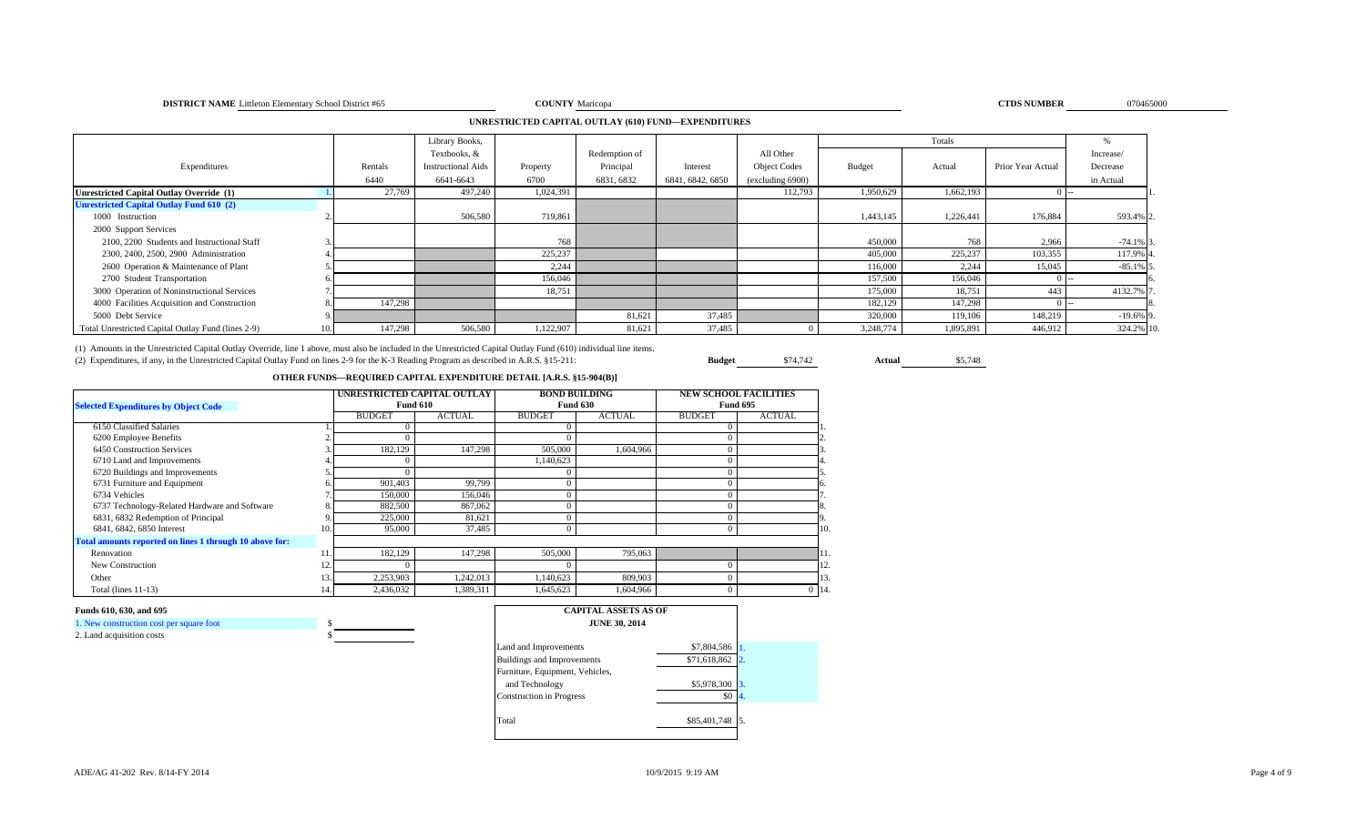**DISTRICT NAME** Littleton Elementary School District #65 **COUNTY** Maricopa **CTDS NUMBER** 070465000

## UNRESTRICTED CAPITAL OUTLAY (610) FUND—EXPENDITURES

| Expenditures | | Rentals 6440 | Library Books, Textbooks, & Instructional Aids 6641-6643 | Property 6700 | Redemption of Principal 6831, 6832 | Interest 6841, 6842, 6850 | All Other Object Codes (excluding 6900) | Totals Budget | Totals Actual | Totals Prior Year Actual | % Increase/ Decrease in Actual | |
|---|---|---|---|---|---|---|---|---|---|---|---|---|
| **Unrestricted Capital Outlay Override (1)** | 1. | 27,769 | 497,240 | 1,024,391 | | | 112,793 | 1,950,629 | 1,662,193 | 0 | -- | 1. |
| **Unrestricted Capital Outlay Fund 610 (2)** | | | | | | | | | | | | |
| 1000 Instruction | 2. | | 506,580 | 719,861 | | | | 1,443,145 | 1,226,441 | 176,884 | 593.4% | 2. |
| 2000 Support Services | | | | | | | | | | | | |
| 2100, 2200 Students and Instructional Staff | 3. | | | 768 | | | | 450,000 | 768 | 2,966 | -74.1% | 3. |
| 2300, 2400, 2500, 2900 Administration | 4. | | | 225,237 | | | | 405,000 | 225,237 | 103,355 | 117.9% | 4. |
| 2600 Operation & Maintenance of Plant | 5. | | | 2,244 | | | | 116,000 | 2,244 | 15,045 | -85.1% | 5. |
| 2700 Student Transportation | 6. | | | 156,046 | | | | 157,500 | 156,046 | 0 | -- | 6. |
| 3000 Operation of Noninstructional Services | 7. | | | 18,751 | | | | 175,000 | 18,751 | 443 | 4132.7% | 7. |
| 4000 Facilities Acquisition and Construction | 8. | 147,298 | | | | | | 182,129 | 147,298 | 0 | -- | 8. |
| 5000 Debt Service | 9. | | | | 81,621 | 37,485 | | 320,000 | 119,106 | 148,219 | -19.6% | 9. |
| Total Unrestricted Capital Outlay Fund (lines 2-9) | 10. | 147,298 | 506,580 | 1,122,907 | 81,621 | 37,485 | 0 | 3,248,774 | 1,895,891 | 446,912 | 324.2% | 10. |

(1) Amounts in the Unrestricted Capital Outlay Override, line 1 above, must also be included in the Unrestricted Capital Outlay Fund (610) individual line items.

(2) Expenditures, if any, in the Unrestricted Capital Outlay Fund on lines 2-9 for the K-3 Reading Program as described in A.R.S. §15-211: **Budget** $74,742 **Actual** $5,748

## OTHER FUNDS—REQUIRED CAPITAL EXPENDITURE DETAIL [A.R.S. §15-904(B)]

| Selected Expenditures by Object Code | | UNRESTRICTED CAPITAL OUTLAY Fund 610 BUDGET | ACTUAL | BOND BUILDING Fund 630 BUDGET | ACTUAL | NEW SCHOOL FACILITIES Fund 695 BUDGET | ACTUAL | |
|---|---|---|---|---|---|---|---|---|
| 6150 Classified Salaries | 1. | 0 | | 0 | | 0 | | 1. |
| 6200 Employee Benefits | 2. | 0 | | 0 | | 0 | | 2. |
| 6450 Construction Services | 3. | 182,129 | 147,298 | 505,000 | 1,604,966 | 0 | | 3. |
| 6710 Land and Improvements | 4. | 0 | | 1,140,623 | | 0 | | 4. |
| 6720 Buildings and Improvements | 5. | 0 | | 0 | | 0 | | 5. |
| 6731 Furniture and Equipment | 6. | 901,403 | 99,799 | 0 | | 0 | | 6. |
| 6734 Vehicles | 7. | 150,000 | 156,046 | 0 | | 0 | | 7. |
| 6737 Technology-Related Hardware and Software | 8. | 882,500 | 867,062 | 0 | | 0 | | 8. |
| 6831, 6832 Redemption of Principal | 9. | 225,000 | 81,621 | 0 | | 0 | | 9. |
| 6841, 6842, 6850 Interest | 10. | 95,000 | 37,485 | 0 | | 0 | | 10. |
| **Total amounts reported on lines 1 through 10 above for:** | | | | | | | | |
| Renovation | 11. | 182,129 | 147,298 | 505,000 | 795,063 | | | 11. |
| New Construction | 12. | 0 | | 0 | | 0 | | 12. |
| Other | 13. | 2,253,903 | 1,242,013 | 1,140,623 | 809,903 | 0 | | 13. |
| Total (lines 11-13) | 14. | 2,436,032 | 1,389,311 | 1,645,623 | 1,604,966 | 0 | 0 | 14. |

**Funds 610, 630, and 695**

1. New construction cost per square foot $
2. Land acquisition costs $

| CAPITAL ASSETS AS OF JUNE 30, 2014 | | |
|---|---|---|
| Land and Improvements | $7,804,586 | 1. |
| Buildings and Improvements | $71,618,862 | 2. |
| Furniture, Equipment, Vehicles, and Technology | $5,978,300 | 3. |
| Construction in Progress | $0 | 4. |
| Total | $85,401,748 | 5. |

ADE/AG 41-202 Rev. 8/14-FY 2014 10/9/2015 9:19 AM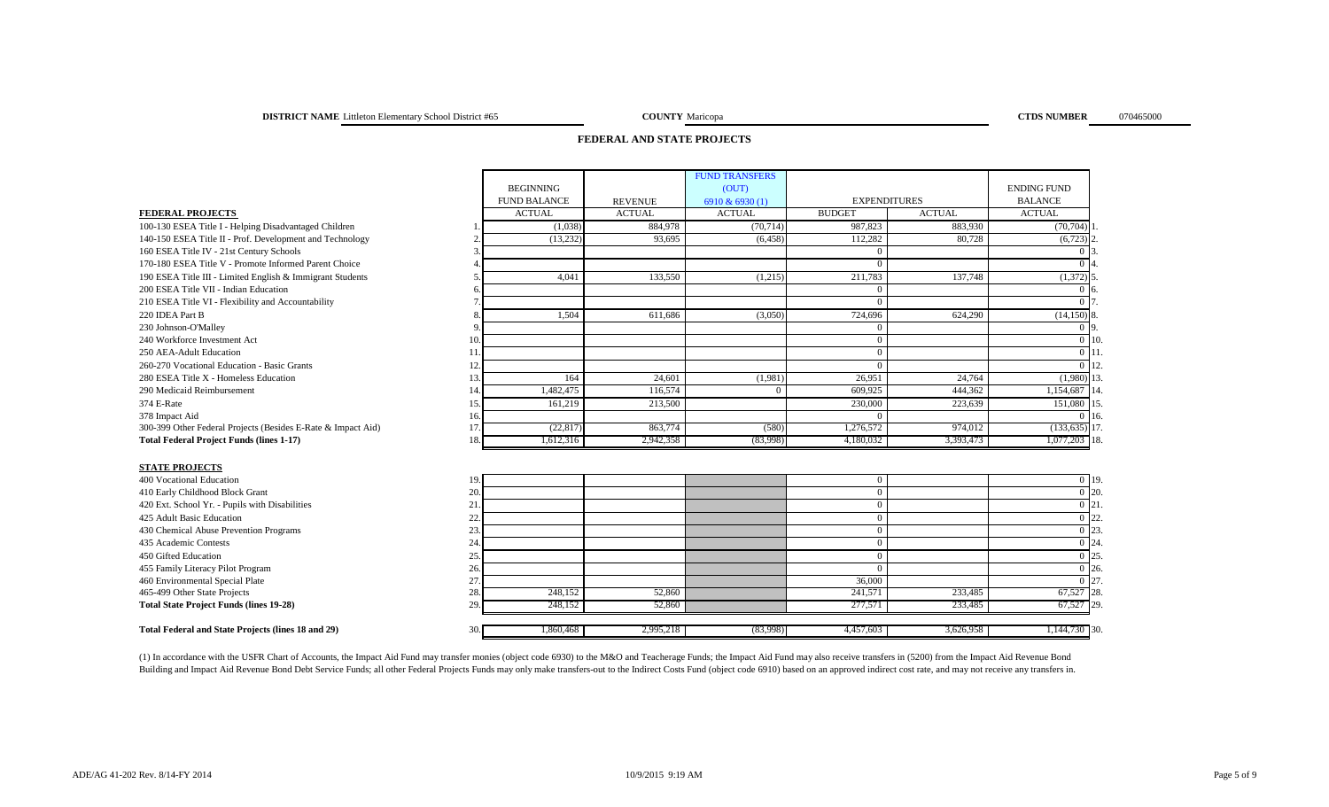**DISTRICT NAME** Littleton Elementary School District #65 **COUNTY** Maricopa **CTDS NUMBER** 070465000

## FEDERAL AND STATE PROJECTS

| FEDERAL PROJECTS | | BEGINNING FUND BALANCE ACTUAL | REVENUE ACTUAL | FUND TRANSFERS (OUT) 6910 & 6930 (1) ACTUAL | EXPENDITURES BUDGET | EXPENDITURES ACTUAL | ENDING FUND BALANCE ACTUAL | |
|---|---|---|---|---|---|---|---|---|
| 100-130 ESEA Title I - Helping Disadvantaged Children | 1. | (1,038) | 884,978 | (70,714) | 987,823 | 883,930 | (70,704) | 1. |
| 140-150 ESEA Title II - Prof. Development and Technology | 2. | (13,232) | 93,695 | (6,458) | 112,282 | 80,728 | (6,723) | 2. |
| 160 ESEA Title IV - 21st Century Schools | 3. | | | | 0 | | 0 | 3. |
| 170-180 ESEA Title V - Promote Informed Parent Choice | 4. | | | | 0 | | 0 | 4. |
| 190 ESEA Title III - Limited English & Immigrant Students | 5. | 4,041 | 133,550 | (1,215) | 211,783 | 137,748 | (1,372) | 5. |
| 200 ESEA Title VII - Indian Education | 6. | | | | 0 | | 0 | 6. |
| 210 ESEA Title VI - Flexibility and Accountability | 7. | | | | 0 | | 0 | 7. |
| 220 IDEA Part B | 8. | 1,504 | 611,686 | (3,050) | 724,696 | 624,290 | (14,150) | 8. |
| 230 Johnson-O'Malley | 9. | | | | 0 | | 0 | 9. |
| 240 Workforce Investment Act | 10. | | | | 0 | | 0 | 10. |
| 250 AEA-Adult Education | 11. | | | | 0 | | 0 | 11. |
| 260-270 Vocational Education - Basic Grants | 12. | | | | 0 | | 0 | 12. |
| 280 ESEA Title X - Homeless Education | 13. | 164 | 24,601 | (1,981) | 26,951 | 24,764 | (1,980) | 13. |
| 290 Medicaid Reimbursement | 14. | 1,482,475 | 116,574 | 0 | 609,925 | 444,362 | 1,154,687 | 14. |
| 374 E-Rate | 15. | 161,219 | 213,500 | | 230,000 | 223,639 | 151,080 | 15. |
| 378 Impact Aid | 16. | | | | 0 | | 0 | 16. |
| 300-399 Other Federal Projects (Besides E-Rate & Impact Aid) | 17. | (22,817) | 863,774 | (580) | 1,276,572 | 974,012 | (133,635) | 17. |
| **Total Federal Project Funds (lines 1-17)** | 18. | 1,612,316 | 2,942,358 | (83,998) | 4,180,032 | 3,393,473 | 1,077,203 | 18. |
| **STATE PROJECTS** | | | | | | | | |
| 400 Vocational Education | 19. | | | | 0 | | 0 | 19. |
| 410 Early Childhood Block Grant | 20. | | | | 0 | | 0 | 20. |
| 420 Ext. School Yr. - Pupils with Disabilities | 21. | | | | 0 | | 0 | 21. |
| 425 Adult Basic Education | 22. | | | | 0 | | 0 | 22. |
| 430 Chemical Abuse Prevention Programs | 23. | | | | 0 | | 0 | 23. |
| 435 Academic Contests | 24. | | | | 0 | | 0 | 24. |
| 450 Gifted Education | 25. | | | | 0 | | 0 | 25. |
| 455 Family Literacy Pilot Program | 26. | | | | 0 | | 0 | 26. |
| 460 Environmental Special Plate | 27. | | | | 36,000 | | 0 | 27. |
| 465-499 Other State Projects | 28. | 248,152 | 52,860 | | 241,571 | 233,485 | 67,527 | 28. |
| **Total State Project Funds (lines 19-28)** | 29. | 248,152 | 52,860 | | 277,571 | 233,485 | 67,527 | 29. |
| **Total Federal and State Projects (lines 18 and 29)** | 30. | 1,860,468 | 2,995,218 | (83,998) | 4,457,603 | 3,626,958 | 1,144,730 | 30. |

(1) In accordance with the USFR Chart of Accounts, the Impact Aid Fund may transfer monies (object code 6930) to the M&O and Teacherage Funds; the Impact Aid Fund may also receive transfers in (5200) from the Impact Aid Revenue Bond Building and Impact Aid Revenue Bond Debt Service Funds; all other Federal Projects Funds may only make transfers-out to the Indirect Costs Fund (object code 6910) based on an approved indirect cost rate, and may not receive any transfers in.

ADE/AG 41-202 Rev. 8/14-FY 2014 10/9/2015 9:19 AM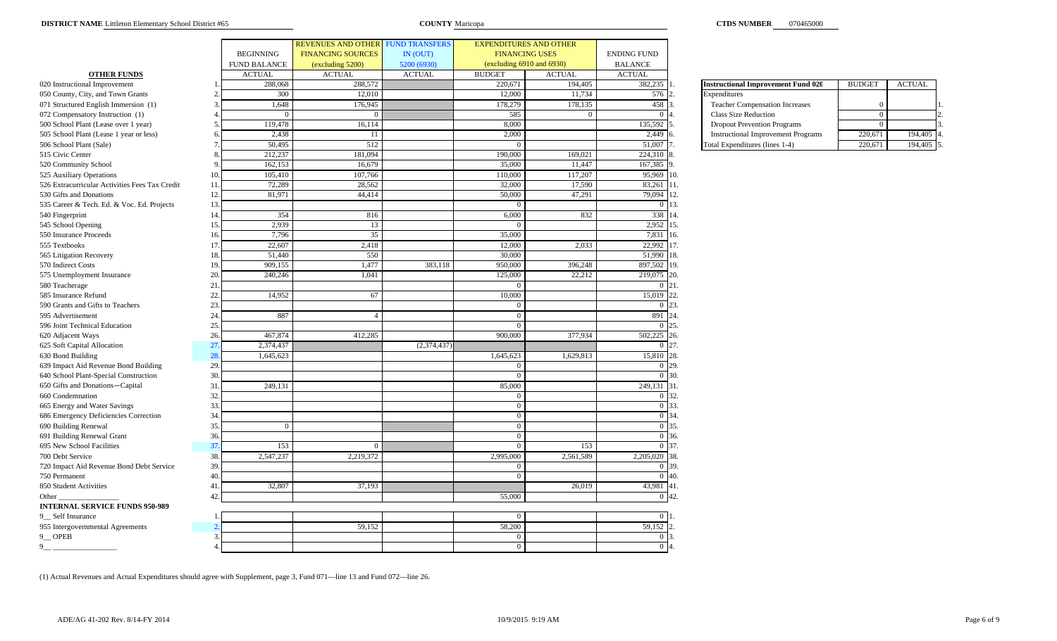**DISTRICT NAME** Littleton Elementary School District #65 **COUNTY** Maricopa **CTDS NUMBER** 070465000

| OTHER FUNDS | | BEGINNING FUND BALANCE ACTUAL | REVENUES AND OTHER FINANCING SOURCES (excluding 5200) ACTUAL | FUND TRANSFERS IN (OUT) 5200 (6930) ACTUAL | EXPENDITURES AND OTHER FINANCING USES (excluding 6910 and 6930) BUDGET | ACTUAL | ENDING FUND BALANCE ACTUAL | |
|---|---|---|---|---|---|---|---|---|
| 020 Instructional Improvement | 1. | 288,068 | 288,572 | | 220,671 | 194,405 | 382,235 | 1. |
| 050 County, City, and Town Grants | 2. | 300 | 12,010 | | 12,000 | 11,734 | 576 | 2. |
| 071 Structured English Immersion (1) | 3. | 1,648 | 176,945 | | 178,279 | 178,135 | 458 | 3. |
| 072 Compensatory Instruction (1) | 4. | 0 | 0 | | 585 | 0 | 0 | 4. |
| 500 School Plant (Lease over 1 year) | 5. | 119,478 | 16,114 | | 8,000 | | 135,592 | 5. |
| 505 School Plant (Lease 1 year or less) | 6. | 2,438 | 11 | | 2,000 | | 2,449 | 6. |
| 506 School Plant (Sale) | 7. | 50,495 | 512 | | 0 | | 51,007 | 7. |
| 515 Civic Center | 8. | 212,237 | 181,094 | | 190,000 | 169,021 | 224,310 | 8. |
| 520 Community School | 9. | 162,153 | 16,679 | | 35,000 | 11,447 | 167,385 | 9. |
| 525 Auxiliary Operations | 10. | 105,410 | 107,766 | | 110,000 | 117,207 | 95,969 | 10. |
| 526 Extracurricular Activities Fees Tax Credit | 11. | 72,289 | 28,562 | | 32,000 | 17,590 | 83,261 | 11. |
| 530 Gifts and Donations | 12. | 81,971 | 44,414 | | 50,000 | 47,291 | 79,094 | 12. |
| 535 Career & Tech. Ed. & Voc. Ed. Projects | 13. | | | | 0 | | 0 | 13. |
| 540 Fingerprint | 14. | 354 | 816 | | 6,000 | 832 | 338 | 14. |
| 545 School Opening | 15. | 2,939 | 13 | | 0 | | 2,952 | 15. |
| 550 Insurance Proceeds | 16. | 7,796 | 35 | | 35,000 | | 7,831 | 16. |
| 555 Textbooks | 17. | 22,607 | 2,418 | | 12,000 | 2,033 | 22,992 | 17. |
| 565 Litigation Recovery | 18. | 51,440 | 550 | | 30,000 | | 51,990 | 18. |
| 570 Indirect Costs | 19. | 909,155 | 1,477 | 383,118 | 950,000 | 396,248 | 897,502 | 19. |
| 575 Unemployment Insurance | 20. | 240,246 | 1,041 | | 125,000 | 22,212 | 219,075 | 20. |
| 580 Teacherage | 21. | | | | 0 | | 0 | 21. |
| 585 Insurance Refund | 22. | 14,952 | 67 | | 10,000 | | 15,019 | 22. |
| 590 Grants and Gifts to Teachers | 23. | | | | 0 | | 0 | 23. |
| 595 Advertisement | 24. | 887 | 4 | | 0 | | 891 | 24. |
| 596 Joint Technical Education | 25. | | | | 0 | | 0 | 25. |
| 620 Adjacent Ways | 26. | 467,874 | 412,285 | | 900,000 | 377,934 | 502,225 | 26. |
| 625 Soft Capital Allocation | 27. | 2,374,437 | | (2,374,437) | | | 0 | 27. |
| 630 Bond Building | 28. | 1,645,623 | | | 1,645,623 | 1,629,813 | 15,810 | 28. |
| 639 Impact Aid Revenue Bond Building | 29. | | | | 0 | | 0 | 29. |
| 640 School Plant-Special Construction | 30. | | | | 0 | | 0 | 30. |
| 650 Gifts and Donations—Capital | 31. | 249,131 | | | 85,000 | | 249,131 | 31. |
| 660 Condemnation | 32. | | | | 0 | | 0 | 32. |
| 665 Energy and Water Savings | 33. | | | | 0 | | 0 | 33. |
| 686 Emergency Deficiencies Correction | 34. | | | | 0 | | 0 | 34. |
| 690 Building Renewal | 35. | 0 | | | 0 | | 0 | 35. |
| 691 Building Renewal Grant | 36. | | | | 0 | | 0 | 36. |
| 695 New School Facilities | 37. | 153 | 0 | | 0 | 153 | 0 | 37. |
| 700 Debt Service | 38. | 2,547,237 | 2,219,372 | | 2,995,000 | 2,561,589 | 2,205,020 | 38. |
| 720 Impact Aid Revenue Bond Debt Service | 39. | | | | 0 | | 0 | 39. |
| 750 Permanent | 40. | | | | 0 | | 0 | 40. |
| 850 Student Activities | 41. | 32,807 | 37,193 | | | 26,019 | 43,981 | 41. |
| Other ________________ | 42. | | | | 55,000 | | 0 | 42. |
| **INTERNAL SERVICE FUNDS 950-989** | | | | | | | | |
| 9__ Self Insurance | 1. | | | | 0 | | 0 | 1. |
| 955 Intergovernmental Agreements | 2. | | 59,152 | | 58,200 | | 59,152 | 2. |
| 9__ OPEB | 3. | | | | 0 | | 0 | 3. |
| 9__ ________________ | 4. | | | | 0 | | 0 | 4. |

| Instructional Improvement Fund 020 | BUDGET | ACTUAL | |
|---|---|---|---|
| Expenditures | | | |
| Teacher Compensation Increases | 0 | | 1. |
| Class Size Reduction | 0 | | 2. |
| Dropout Prevention Programs | 0 | | 3. |
| Instructional Improvement Programs | 220,671 | 194,405 | 4. |
| Total Expenditures (lines 1-4) | 220,671 | 194,405 | 5. |

(1) Actual Revenues and Actual Expenditures should agree with Supplement, page 3, Fund 071—line 13 and Fund 072—line 26.

ADE/AG 41-202 Rev. 8/14-FY 2014 10/9/2015 9:19 AM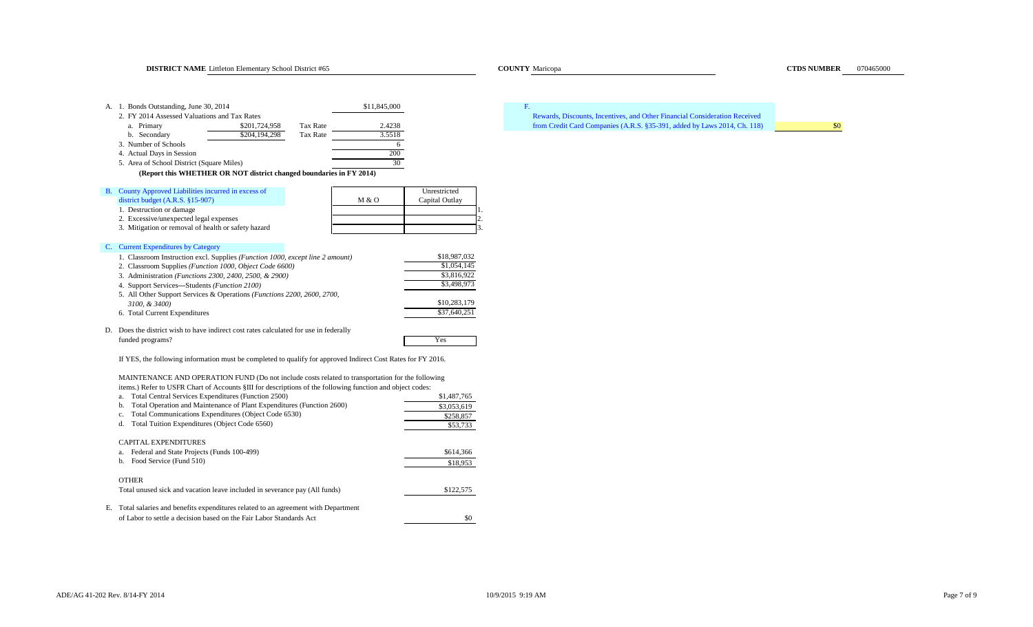**DISTRICT NAME** Littleton Elementary School District #65 **COUNTY** Maricopa **CTDS NUMBER** 070465000

A.

| | | | |
|---|---|---|---|
| 1. Bonds Outstanding, June 30, 2014 | | | $11,845,000 |
| 2. FY 2014 Assessed Valuations and Tax Rates | | | |
| a. Primary | $201,724,958 | Tax Rate | 2.4238 |
| b. Secondary | $204,194,298 | Tax Rate | 3.5518 |
| 3. Number of Schools | | | 6 |
| 4. Actual Days in Session | | | 200 |
| 5. Area of School District (Square Miles) | | | 30 |

**(Report this WHETHER OR NOT district changed boundaries in FY 2014)**

B. County Approved Liabilities incurred in excess of district budget (A.R.S. §15-907)

| | M & O | Unrestricted Capital Outlay | |
|---|---|---|---|
| 1. Destruction or damage | | | 1. |
| 2. Excessive/unexpected legal expenses | | | 2. |
| 3. Mitigation or removal of health or safety hazard | | | 3. |

C. Current Expenditures by Category

| | |
|---|---|
| 1. Classroom Instruction excl. Supplies *(Function 1000, except line 2 amount)* | $18,987,032 |
| 2. Classroom Supplies *(Function 1000, Object Code 6600)* | $1,054,145 |
| 3. Administration *(Functions 2300, 2400, 2500, & 2900)* | $3,816,922 |
| 4. Support Services—Students *(Function 2100)* | $3,498,973 |
| 5. All Other Support Services & Operations *(Functions 2200, 2600, 2700, 3100, & 3400)* | $10,283,179 |
| 6. Total Current Expenditures | $37,640,251 |

D. Does the district wish to have indirect cost rates calculated for use in federally funded programs? Yes

If YES, the following information must be completed to qualify for approved Indirect Cost Rates for FY 2016.

MAINTENANCE AND OPERATION FUND (Do not include costs related to transportation for the following items.) Refer to USFR Chart of Accounts §III for descriptions of the following function and object codes:

| | |
|---|---|
| a. Total Central Services Expenditures (Function 2500) | $1,487,765 |
| b. Total Operation and Maintenance of Plant Expenditures (Function 2600) | $3,053,619 |
| c. Total Communications Expenditures (Object Code 6530) | $258,857 |
| d. Total Tuition Expenditures (Object Code 6560) | $53,733 |

CAPITAL EXPENDITURES

| | |
|---|---|
| a. Federal and State Projects (Funds 100-499) | $614,366 |
| b. Food Service (Fund 510) | $18,953 |

OTHER

| | |
|---|---|
| Total unused sick and vacation leave included in severance pay (All funds) | $122,575 |

E. Total salaries and benefits expenditures related to an agreement with Department of Labor to settle a decision based on the Fair Labor Standards Act $0

F. Rewards, Discounts, Incentives, and Other Financial Consideration Received from Credit Card Companies (A.R.S. §35-391, added by Laws 2014, Ch. 118) $0

ADE/AG 41-202 Rev. 8/14-FY 2014 10/9/2015 9:19 AM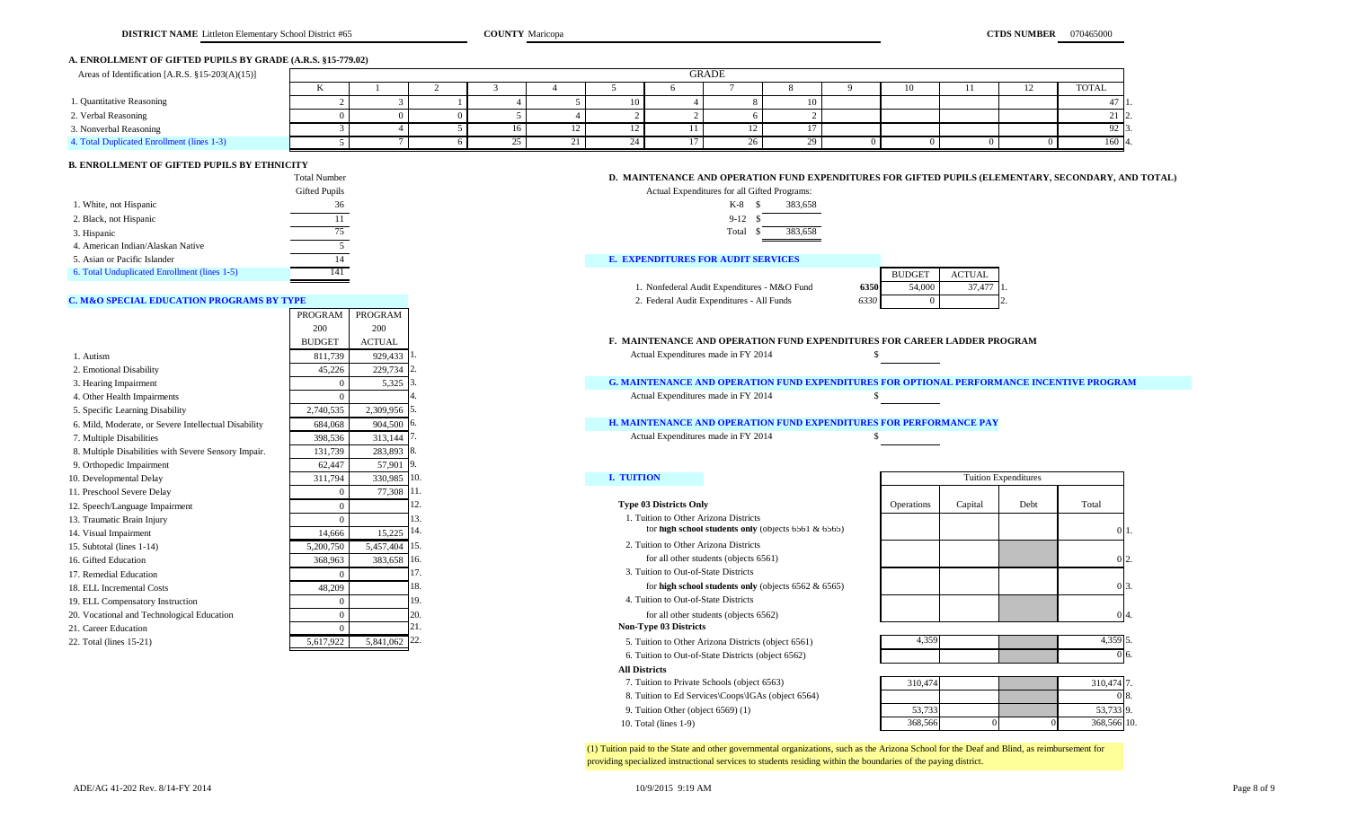**DISTRICT NAME** Littleton Elementary School District #65 **COUNTY** Maricopa **CTDS NUMBER** 070465000

## A. ENROLLMENT OF GIFTED PUPILS BY GRADE (A.R.S. §15-779.02)

| Areas of Identification [A.R.S. §15-203(A)(15)] | K | 1 | 2 | 3 | 4 | 5 | 6 | 7 | 8 | 9 | 10 | 11 | 12 | TOTAL | |
|---|---|---|---|---|---|---|---|---|---|---|---|---|---|---|---|
| 1. Quantitative Reasoning | 2 | 3 | 1 | 4 | 5 | 10 | 4 | 8 | 10 | | | | | 47 | 1. |
| 2. Verbal Reasoning | 0 | 0 | 0 | 5 | 4 | 2 | 2 | 6 | 2 | | | | | 21 | 2. |
| 3. Nonverbal Reasoning | 3 | 4 | 5 | 16 | 12 | 12 | 11 | 12 | 17 | | | | | 92 | 3. |
| 4. Total Duplicated Enrollment (lines 1-3) | 5 | 7 | 6 | 25 | 21 | 24 | 17 | 26 | 29 | 0 | 0 | 0 | 0 | 160 | 4. |

## B. ENROLLMENT OF GIFTED PUPILS BY ETHNICITY

| | Total Number Gifted Pupils |
|---|---|
| 1. White, not Hispanic | 36 |
| 2. Black, not Hispanic | 11 |
| 3. Hispanic | 75 |
| 4. American Indian/Alaskan Native | 5 |
| 5. Asian or Pacific Islander | 14 |
| 6. Total Unduplicated Enrollment (lines 1-5) | 141 |

## C. M&O SPECIAL EDUCATION PROGRAMS BY TYPE

| | PROGRAM 200 BUDGET | PROGRAM 200 ACTUAL | |
|---|---|---|---|
| 1. Autism | 811,739 | 929,433 | 1. |
| 2. Emotional Disability | 45,226 | 229,734 | 2. |
| 3. Hearing Impairment | 0 | 5,325 | 3. |
| 4. Other Health Impairments | 0 | | 4. |
| 5. Specific Learning Disability | 2,740,535 | 2,309,956 | 5. |
| 6. Mild, Moderate, or Severe Intellectual Disability | 684,068 | 904,500 | 6. |
| 7. Multiple Disabilities | 398,536 | 313,144 | 7. |
| 8. Multiple Disabilities with Severe Sensory Impair. | 131,739 | 283,893 | 8. |
| 9. Orthopedic Impairment | 62,447 | 57,901 | 9. |
| 10. Developmental Delay | 311,794 | 330,985 | 10. |
| 11. Preschool Severe Delay | 0 | 77,308 | 11. |
| 12. Speech/Language Impairment | 0 | | 12. |
| 13. Traumatic Brain Injury | 0 | | 13. |
| 14. Visual Impairment | 14,666 | 15,225 | 14. |
| 15. Subtotal (lines 1-14) | 5,200,750 | 5,457,404 | 15. |
| 16. Gifted Education | 368,963 | 383,658 | 16. |
| 17. Remedial Education | 0 | | 17. |
| 18. ELL Incremental Costs | 48,209 | | 18. |
| 19. ELL Compensatory Instruction | 0 | | 19. |
| 20. Vocational and Technological Education | 0 | | 20. |
| 21. Career Education | 0 | | 21. |
| 22. Total (lines 15-21) | 5,617,922 | 5,841,062 | 22. |

## D. MAINTENANCE AND OPERATION FUND EXPENDITURES FOR GIFTED PUPILS (ELEMENTARY, SECONDARY, AND TOTAL)

Actual Expenditures for all Gifted Programs:

| | |
|---|---|
| K-8 | $ 383,658 |
| 9-12 | $ |
| Total | $ 383,658 |

## E. EXPENDITURES FOR AUDIT SERVICES

| | | BUDGET | ACTUAL | |
|---|---|---|---|---|
| 1. Nonfederal Audit Expenditures - M&O Fund | 6350 | 54,000 | 37,477 | 1. |
| 2. Federal Audit Expenditures - All Funds | 6330 | 0 | | 2. |

## F. MAINTENANCE AND OPERATION FUND EXPENDITURES FOR CAREER LADDER PROGRAM

Actual Expenditures made in FY 2014 $

## G. MAINTENANCE AND OPERATION FUND EXPENDITURES FOR OPTIONAL PERFORMANCE INCENTIVE PROGRAM

Actual Expenditures made in FY 2014 $

## H. MAINTENANCE AND OPERATION FUND EXPENDITURES FOR PERFORMANCE PAY

Actual Expenditures made in FY 2014 $

## I. TUITION

| | Tuition Expenditures | | | | |
|---|---|---|---|---|---|
| | Operations | Capital | Debt | Total | |
| **Type 03 Districts Only** | | | | | |
| 1. Tuition to Other Arizona Districts for **high school students only** (objects 6561 & 6565) | | | | 0 | 1. |
| 2. Tuition to Other Arizona Districts for all other students (objects 6561) | | | | 0 | 2. |
| 3. Tuition to Out-of-State Districts for **high school students only** (objects 6562 & 6565) | | | | 0 | 3. |
| 4. Tuition to Out-of-State Districts for all other students (objects 6562) | | | | 0 | 4. |
| **Non-Type 03 Districts** | | | | | |
| 5. Tuition to Other Arizona Districts (object 6561) | 4,359 | | | 4,359 | 5. |
| 6. Tuition to Out-of-State Districts (object 6562) | | | | 0 | 6. |
| **All Districts** | | | | | |
| 7. Tuition to Private Schools (object 6563) | 310,474 | | | 310,474 | 7. |
| 8. Tuition to Ed Services\Coops\IGAs (object 6564) | | | | 0 | 8. |
| 9. Tuition Other (object 6569) (1) | 53,733 | | | 53,733 | 9. |
| 10. Total (lines 1-9) | 368,566 | 0 | 0 | 368,566 | 10. |

(1) Tuition paid to the State and other governmental organizations, such as the Arizona School for the Deaf and Blind, as reimbursement for providing specialized instructional services to students residing within the boundaries of the paying district.

ADE/AG 41-202 Rev. 8/14-FY 2014 10/9/2015 9:19 AM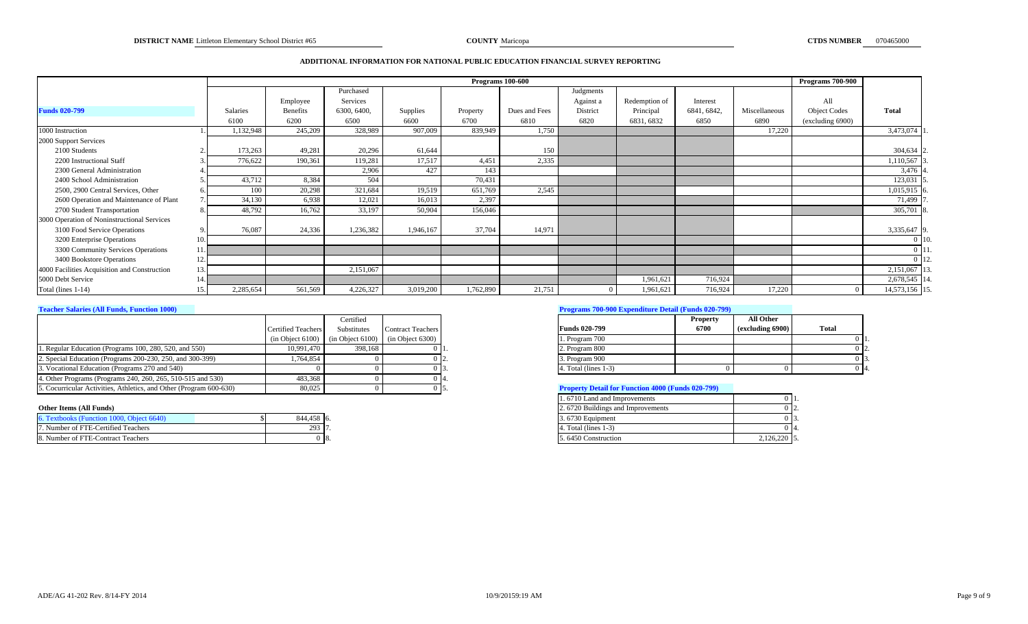**DISTRICT NAME** Littleton Elementary School District #65 **COUNTY** Maricopa **CTDS NUMBER** 070465000

## ADDITIONAL INFORMATION FOR NATIONAL PUBLIC EDUCATION FINANCIAL SURVEY REPORTING

| Funds 020-799 | | Salaries 6100 | Employee Benefits 6200 | Purchased Services 6300, 6400, 6500 | Supplies 6600 | Property 6700 | Dues and Fees 6810 | Judgments Against a District 6820 | Redemption of Principal 6831, 6832 | Interest 6841, 6842, 6850 | Miscellaneous 6890 | Programs 700-900: All Object Codes (excluding 6900) | Total | |
|---|---|---|---|---|---|---|---|---|---|---|---|---|---|---|
| 1000 Instruction | 1. | 1,132,948 | 245,209 | 328,989 | 907,009 | 839,949 | 1,750 | | | | 17,220 | | 3,473,074 | 1. |
| 2000 Support Services | | | | | | | | | | | | | | |
| 2100 Students | 2. | 173,263 | 49,281 | 20,296 | 61,644 | | 150 | | | | | | 304,634 | 2. |
| 2200 Instructional Staff | 3. | 776,622 | 190,361 | 119,281 | 17,517 | 4,451 | 2,335 | | | | | | 1,110,567 | 3. |
| 2300 General Administration | 4. | | | 2,906 | 427 | 143 | | | | | | | 3,476 | 4. |
| 2400 School Administration | 5. | 43,712 | 8,384 | 504 | | 70,431 | | | | | | | 123,031 | 5. |
| 2500, 2900 Central Services, Other | 6. | 100 | 20,298 | 321,684 | 19,519 | 651,769 | 2,545 | | | | | | 1,015,915 | 6. |
| 2600 Operation and Maintenance of Plant | 7. | 34,130 | 6,938 | 12,021 | 16,013 | 2,397 | | | | | | | 71,499 | 7. |
| 2700 Student Transportation | 8. | 48,792 | 16,762 | 33,197 | 50,904 | 156,046 | | | | | | | 305,701 | 8. |
| 3000 Operation of Noninstructional Services | | | | | | | | | | | | | | |
| 3100 Food Service Operations | 9. | 76,087 | 24,336 | 1,236,382 | 1,946,167 | 37,704 | 14,971 | | | | | | 3,335,647 | 9. |
| 3200 Enterprise Operations | 10. | | | | | | | | | | | | 0 | 10. |
| 3300 Community Services Operations | 11. | | | | | | | | | | | | 0 | 11. |
| 3400 Bookstore Operations | 12. | | | | | | | | | | | | 0 | 12. |
| 4000 Facilities Acquisition and Construction | 13. | | | 2,151,067 | | | | | | | | | 2,151,067 | 13. |
| 5000 Debt Service | 14. | | | | | | | | 1,961,621 | 716,924 | | | 2,678,545 | 14. |
| Total (lines 1-14) | 15. | 2,285,654 | 561,569 | 4,226,327 | 3,019,200 | 1,762,890 | 21,751 | 0 | 1,961,621 | 716,924 | 17,220 | 0 | 14,573,156 | 15. |

### Teacher Salaries (All Funds, Function 1000)

| | Certified Teachers (in Object 6100) | Certified Substitutes (in Object 6100) | Contract Teachers (in Object 6300) | |
|---|---|---|---|---|
| 1. Regular Education (Programs 100, 280, 520, and 550) | 10,991,470 | 398,168 | 0 | 1. |
| 2. Special Education (Programs 200-230, 250, and 300-399) | 1,764,854 | 0 | 0 | 2. |
| 3. Vocational Education (Programs 270 and 540) | 0 | 0 | 0 | 3. |
| 4. Other Programs (Programs 240, 260, 265, 510-515 and 530) | 483,368 | 0 | 0 | 4. |
| 5. Cocurricular Activities, Athletics, and Other (Program 600-630) | 80,025 | 0 | 0 | 5. |

### Other Items (All Funds)

| | | |
|---|---|---|
| 6. Textbooks (Function 1000, Object 6640) | $ 844,458 | 6. |
| 7. Number of FTE-Certified Teachers | 293 | 7. |
| 8. Number of FTE-Contract Teachers | 0 | 8. |

### Programs 700-900 Expenditure Detail (Funds 020-799)

| Funds 020-799 | Property 6700 | All Other (excluding 6900) | Total | |
|---|---|---|---|---|
| 1. Program 700 | | | 0 | 1. |
| 2. Program 800 | | | 0 | 2. |
| 3. Program 900 | | | 0 | 3. |
| 4. Total (lines 1-3) | 0 | 0 | 0 | 4. |

### Property Detail for Function 4000 (Funds 020-799)

| | | |
|---|---|---|
| 1. 6710 Land and Improvements | 0 | 1. |
| 2. 6720 Buildings and Improvements | 0 | 2. |
| 3. 6730 Equipment | 0 | 3. |
| 4. Total (lines 1-3) | 0 | 4. |
| 5. 6450 Construction | 2,126,220 | 5. |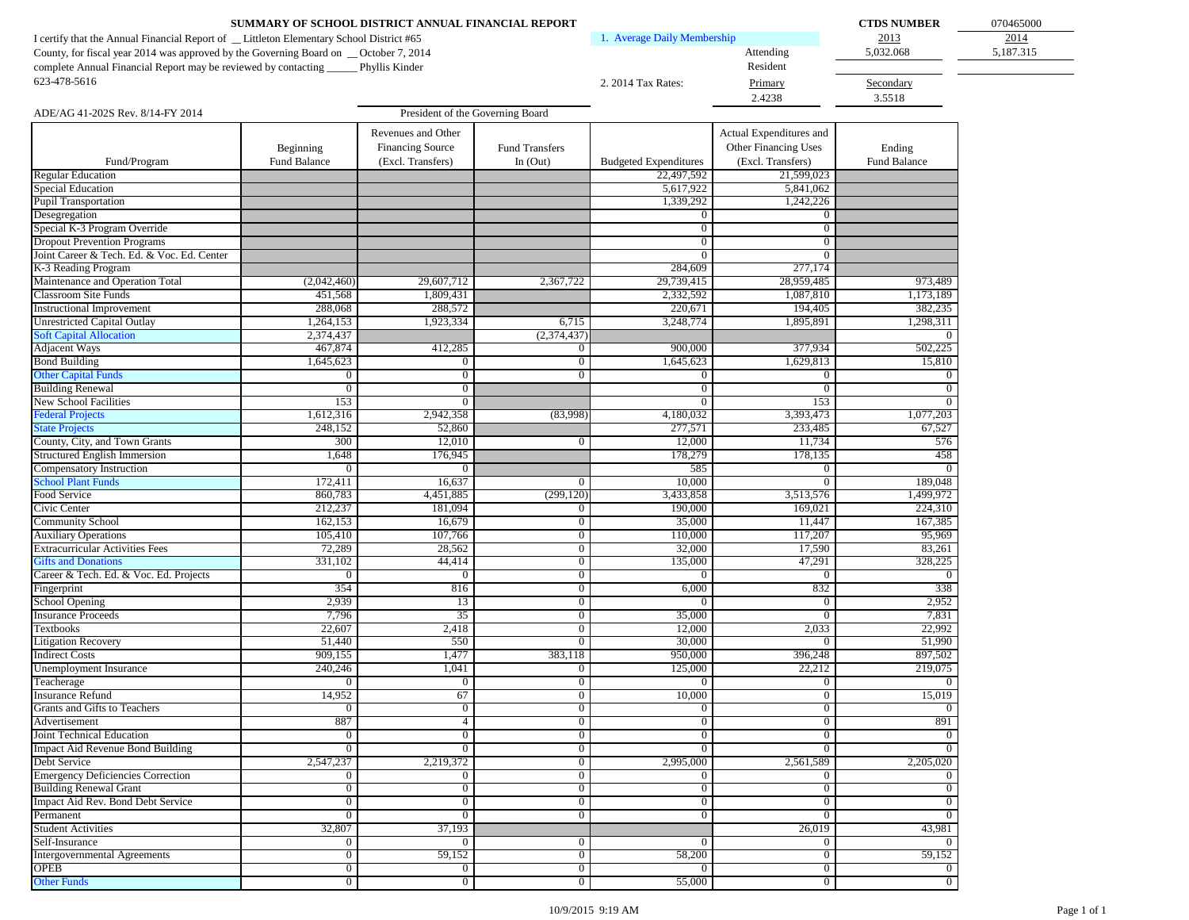# SUMMARY OF SCHOOL DISTRICT ANNUAL FINANCIAL REPORT

I certify that the Annual Financial Report of __ Littleton Elementary School District #65 County, for fiscal year 2014 was approved by the Governing Board on __ October 7, 2014 complete Annual Financial Report may be reviewed by contacting ______ Phyllis Kinder 623-478-5616

President of the Governing Board

ADE/AG 41-202S Rev. 8/14-FY 2014

**CTDS NUMBER** 070465000

| 1. Average Daily Membership | 2013 | 2014 |
|---|---|---|
| Attending | 5,032.068 | 5,187.315 |
| Resident | | |

| 2. 2014 Tax Rates: | Primary | Secondary |
|---|---|---|
| | 2.4238 | 3.5518 |

| Fund/Program | Beginning Fund Balance | Revenues and Other Financing Source (Excl. Transfers) | Fund Transfers In (Out) | Budgeted Expenditures | Actual Expenditures and Other Financing Uses (Excl. Transfers) | Ending Fund Balance |
|---|---|---|---|---|---|---|
| Regular Education | | | | 22,497,592 | 21,599,023 | |
| Special Education | | | | 5,617,922 | 5,841,062 | |
| Pupil Transportation | | | | 1,339,292 | 1,242,226 | |
| Desegregation | | | | 0 | 0 | |
| Special K-3 Program Override | | | | 0 | 0 | |
| Dropout Prevention Programs | | | | 0 | 0 | |
| Joint Career & Tech. Ed. & Voc. Ed. Center | | | | 0 | 0 | |
| K-3 Reading Program | | | | 284,609 | 277,174 | |
| Maintenance and Operation Total | (2,042,460) | 29,607,712 | 2,367,722 | 29,739,415 | 28,959,485 | 973,489 |
| Classroom Site Funds | 451,568 | 1,809,431 | | 2,332,592 | 1,087,810 | 1,173,189 |
| Instructional Improvement | 288,068 | 288,572 | | 220,671 | 194,405 | 382,235 |
| Unrestricted Capital Outlay | 1,264,153 | 1,923,334 | 6,715 | 3,248,774 | 1,895,891 | 1,298,311 |
| Soft Capital Allocation | 2,374,437 | | (2,374,437) | | | 0 |
| Adjacent Ways | 467,874 | 412,285 | 0 | 900,000 | 377,934 | 502,225 |
| Bond Building | 1,645,623 | 0 | 0 | 1,645,623 | 1,629,813 | 15,810 |
| Other Capital Funds | 0 | 0 | 0 | 0 | 0 | 0 |
| Building Renewal | 0 | 0 | | 0 | 0 | 0 |
| New School Facilities | 153 | 0 | | 0 | 153 | 0 |
| Federal Projects | 1,612,316 | 2,942,358 | (83,998) | 4,180,032 | 3,393,473 | 1,077,203 |
| State Projects | 248,152 | 52,860 | | 277,571 | 233,485 | 67,527 |
| County, City, and Town Grants | 300 | 12,010 | 0 | 12,000 | 11,734 | 576 |
| Structured English Immersion | 1,648 | 176,945 | | 178,279 | 178,135 | 458 |
| Compensatory Instruction | 0 | 0 | | 585 | 0 | 0 |
| School Plant Funds | 172,411 | 16,637 | 0 | 10,000 | 0 | 189,048 |
| Food Service | 860,783 | 4,451,885 | (299,120) | 3,433,858 | 3,513,576 | 1,499,972 |
| Civic Center | 212,237 | 181,094 | 0 | 190,000 | 169,021 | 224,310 |
| Community School | 162,153 | 16,679 | 0 | 35,000 | 11,447 | 167,385 |
| Auxiliary Operations | 105,410 | 107,766 | 0 | 110,000 | 117,207 | 95,969 |
| Extracurricular Activities Fees | 72,289 | 28,562 | 0 | 32,000 | 17,590 | 83,261 |
| Gifts and Donations | 331,102 | 44,414 | 0 | 135,000 | 47,291 | 328,225 |
| Career & Tech. Ed. & Voc. Ed. Projects | 0 | 0 | 0 | 0 | 0 | 0 |
| Fingerprint | 354 | 816 | 0 | 6,000 | 832 | 338 |
| School Opening | 2,939 | 13 | 0 | 0 | 0 | 2,952 |
| Insurance Proceeds | 7,796 | 35 | 0 | 35,000 | 0 | 7,831 |
| Textbooks | 22,607 | 2,418 | 0 | 12,000 | 2,033 | 22,992 |
| Litigation Recovery | 51,440 | 550 | 0 | 30,000 | 0 | 51,990 |
| Indirect Costs | 909,155 | 1,477 | 383,118 | 950,000 | 396,248 | 897,502 |
| Unemployment Insurance | 240,246 | 1,041 | 0 | 125,000 | 22,212 | 219,075 |
| Teacherage | 0 | 0 | 0 | 0 | 0 | 0 |
| Insurance Refund | 14,952 | 67 | 0 | 10,000 | 0 | 15,019 |
| Grants and Gifts to Teachers | 0 | 0 | 0 | 0 | 0 | 0 |
| Advertisement | 887 | 4 | 0 | 0 | 0 | 891 |
| Joint Technical Education | 0 | 0 | 0 | 0 | 0 | 0 |
| Impact Aid Revenue Bond Building | 0 | 0 | 0 | 0 | 0 | 0 |
| Debt Service | 2,547,237 | 2,219,372 | 0 | 2,995,000 | 2,561,589 | 2,205,020 |
| Emergency Deficiencies Correction | 0 | 0 | 0 | 0 | 0 | 0 |
| Building Renewal Grant | 0 | 0 | 0 | 0 | 0 | 0 |
| Impact Aid Rev. Bond Debt Service | 0 | 0 | 0 | 0 | 0 | 0 |
| Permanent | 0 | 0 | 0 | 0 | 0 | 0 |
| Student Activities | 32,807 | 37,193 | | | 26,019 | 43,981 |
| Self-Insurance | 0 | 0 | 0 | 0 | 0 | 0 |
| Intergovernmental Agreements | 0 | 59,152 | 0 | 58,200 | 0 | 59,152 |
| OPEB | 0 | 0 | 0 | 0 | 0 | 0 |
| Other Funds | 0 | 0 | 0 | 55,000 | 0 | 0 |

10/9/2015 9:19 AM